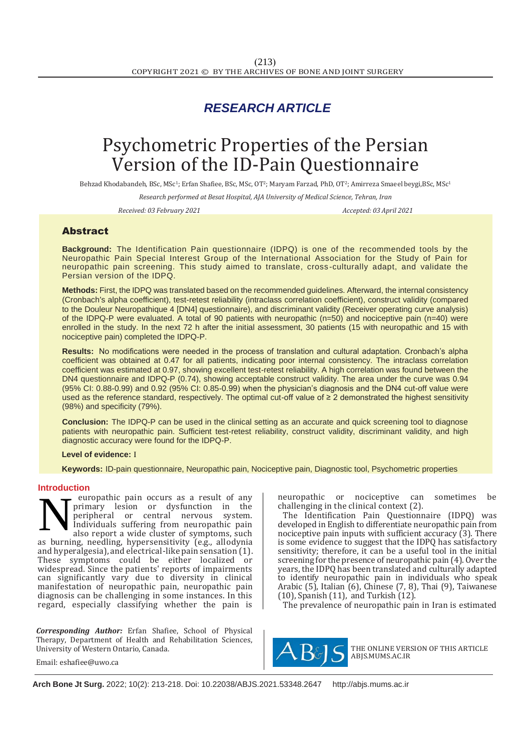RESEARCH ARTICLE

# Psychometric Properties of the Persian Version of the ID-Pain Questionnaire

Behzad Khodabandeh, BSc, MSc[1]; Erfan Shafiee, BSc, MSc, OT[2]; Maryam Farzad, PhD, OT[2]; Amirreza Smaeel beygi,BSc, MSc[1]

*Research performed at Besat Hospital, AJA University of Medical Science, Tehran, Iran*

*Received: 03 February 2021* *Accepted: 03 April 2021*

## Abstract

**Background:** The Identification Pain questionnaire (IDPQ) is one of the recommended tools by the Neuropathic Pain Special Interest Group of the International Association for the Study of Pain for neuropathic pain screening. This study aimed to translate, cross-culturally adapt, and validate the Persian version of the IDPQ.

**Methods:** First, the IDPQ was translated based on the recommended guidelines. Afterward, the internal consistency (Cronbach's alpha coefficient), test-retest reliability (intraclass correlation coefficient), construct validity (compared to the Douleur Neuropathique 4 [DN4] questionnaire), and discriminant validity (Receiver operating curve analysis) of the IDPQ-P were evaluated. A total of 90 patients with neuropathic (n=50) and nociceptive pain (n=40) were enrolled in the study. In the next 72 h after the initial assessment, 30 patients (15 with neuropathic and 15 with nociceptive pain) completed the IDPQ-P.

**Results:** No modifications were needed in the process of translation and cultural adaptation. Cronbach's alpha coefficient was obtained at 0.47 for all patients, indicating poor internal consistency. The intraclass correlation coefficient was estimated at 0.97, showing excellent test-retest reliability. A high correlation was found between the DN4 questionnaire and IDPQ-P (0.74), showing acceptable construct validity. The area under the curve was 0.94 (95% CI: 0.88-0.99) and 0.92 (95% CI: 0.85-0.99) when the physician's diagnosis and the DN4 cut-off value were used as the reference standard, respectively. The optimal cut-off value of ≥ 2 demonstrated the highest sensitivity (98%) and specificity (79%).

**Conclusion:** The IDPQ-P can be used in the clinical setting as an accurate and quick screening tool to diagnose patients with neuropathic pain. Sufficient test-retest reliability, construct validity, discriminant validity, and high diagnostic accuracy were found for the IDPQ-P.

**Level of evidence:** I

**Keywords:** ID-pain questionnaire, Neuropathic pain, Nociceptive pain, Diagnostic tool, Psychometric properties

## Introduction

Neuropathic pain occurs as a result of any primary lesion or dysfunction in the peripheral or central nervous system. Individuals suffering from neuropathic pain also report a wide cluster of symptoms, such as burning, needling, hypersensitivity (e.g., allodynia and hyperalgesia), and electrical-like pain sensation (1). These symptoms could be either localized or widespread. Since the patients' reports of impairments can significantly vary due to diversity in clinical manifestation of neuropathic pain, neuropathic pain diagnosis can be challenging in some instances. In this regard, especially classifying whether the pain is neuropathic or nociceptive can sometimes be challenging in the clinical context (2).

The Identification Pain Questionnaire (IDPQ) was developed in English to differentiate neuropathic pain from nociceptive pain inputs with sufficient accuracy (3). There is some evidence to suggest that the IDPQ has satisfactory sensitivity; therefore, it can be a useful tool in the initial screening for the presence of neuropathic pain (4). Over the years, the IDPQ has been translated and culturally adapted to identify neuropathic pain in individuals who speak Arabic (5), Italian (6), Chinese (7, 8), Thai (9), Taiwanese (10), Spanish (11), and Turkish (12).

The prevalence of neuropathic pain in Iran is estimated

*Corresponding Author:* Erfan Shafiee, School of Physical Therapy, Department of Health and Rehabilitation Sciences, University of Western Ontario, Canada.

Email: eshafiee@uwo.ca

THE ONLINE VERSION OF THIS ARTICLE ABJS.MUMS.AC.IR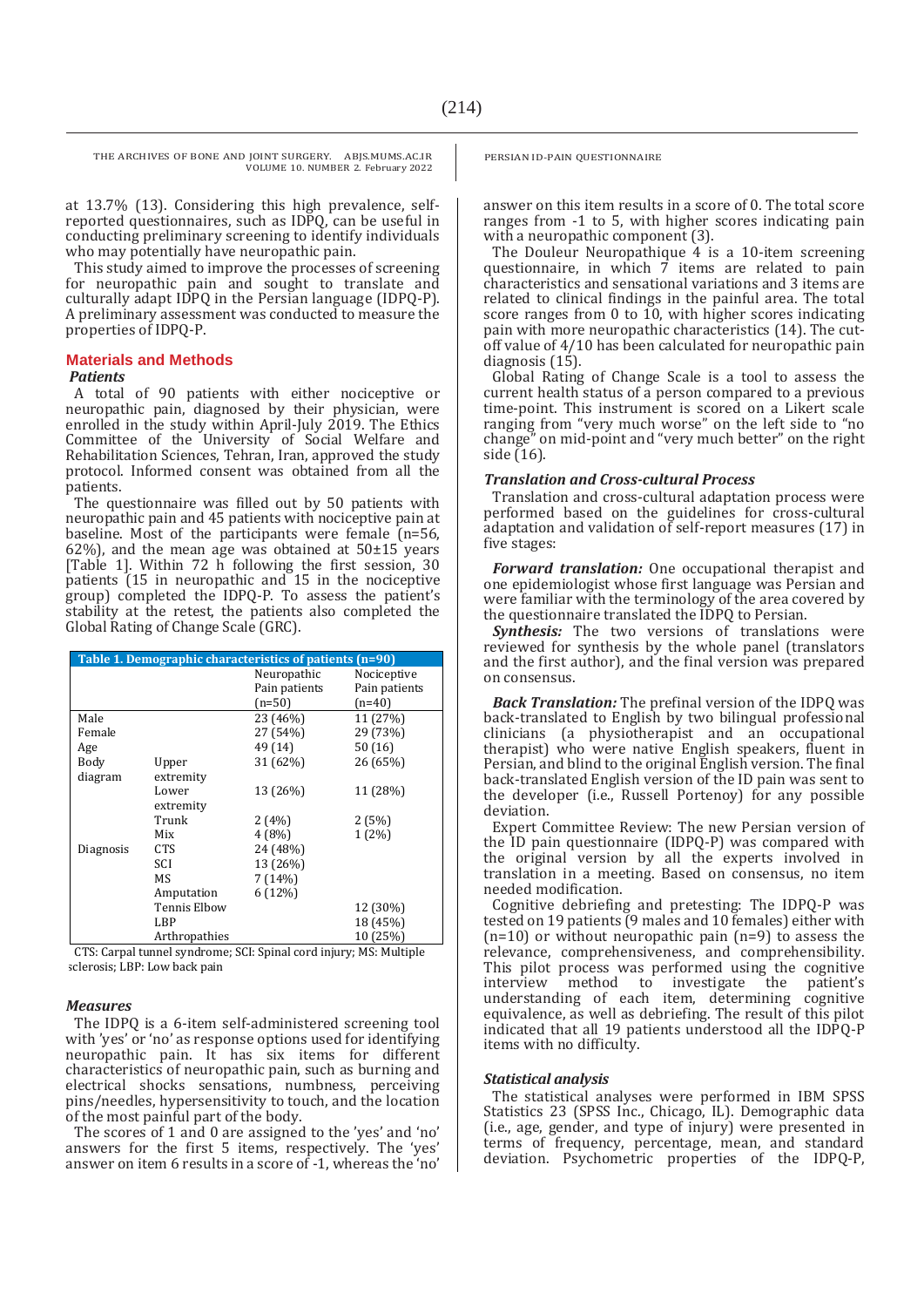at 13.7% (13). Considering this high prevalence, self-reported questionnaires, such as IDPQ, can be useful in conducting preliminary screening to identify individuals who may potentially have neuropathic pain.

This study aimed to improve the processes of screening for neuropathic pain and sought to translate and culturally adapt IDPQ in the Persian language (IDPQ-P). A preliminary assessment was conducted to measure the properties of IDPQ-P.

## Materials and Methods

### *Patients*

A total of 90 patients with either nociceptive or neuropathic pain, diagnosed by their physician, were enrolled in the study within April-July 2019. The Ethics Committee of the University of Social Welfare and Rehabilitation Sciences, Tehran, Iran, approved the study protocol. Informed consent was obtained from all the patients.

The questionnaire was filled out by 50 patients with neuropathic pain and 45 patients with nociceptive pain at baseline. Most of the participants were female (n=56, 62%), and the mean age was obtained at 50±15 years [Table 1]. Within 72 h following the first session, 30 patients (15 in neuropathic and 15 in the nociceptive group) completed the IDPQ-P. To assess the patient's stability at the retest, the patients also completed the Global Rating of Change Scale (GRC).

**Table 1. Demographic characteristics of patients (n=90)**

| | | Neuropathic Pain patients (n=50) | Nociceptive Pain patients (n=40) |
|---|---|---|---|
| Male | | 23 (46%) | 11 (27%) |
| Female | | 27 (54%) | 29 (73%) |
| Age | | 49 (14) | 50 (16) |
| Body diagram | Upper extremity | 31 (62%) | 26 (65%) |
| | Lower extremity | 13 (26%) | 11 (28%) |
| | Trunk | 2 (4%) | 2 (5%) |
| | Mix | 4 (8%) | 1 (2%) |
| Diagnosis | CTS | 24 (48%) | |
| | SCI | 13 (26%) | |
| | MS | 7 (14%) | |
| | Amputation | 6 (12%) | |
| | Tennis Elbow | | 12 (30%) |
| | LBP | | 18 (45%) |
| | Arthropathies | | 10 (25%) |

CTS: Carpal tunnel syndrome; SCI: Spinal cord injury; MS: Multiple sclerosis; LBP: Low back pain

### *Measures*

The IDPQ is a 6-item self-administered screening tool with 'yes' or 'no' as response options used for identifying neuropathic pain. It has six items for different characteristics of neuropathic pain, such as burning and electrical shocks sensations, numbness, perceiving pins/needles, hypersensitivity to touch, and the location of the most painful part of the body.

The scores of 1 and 0 are assigned to the 'yes' and 'no' answers for the first 5 items, respectively. The 'yes' answer on item 6 results in a score of -1, whereas the 'no' answer on this item results in a score of 0. The total score ranges from -1 to 5, with higher scores indicating pain with a neuropathic component (3).

The Douleur Neuropathique 4 is a 10-item screening questionnaire, in which 7 items are related to pain characteristics and sensational variations and 3 items are related to clinical findings in the painful area. The total score ranges from 0 to 10, with higher scores indicating pain with more neuropathic characteristics (14). The cut-off value of 4/10 has been calculated for neuropathic pain diagnosis (15).

Global Rating of Change Scale is a tool to assess the current health status of a person compared to a previous time-point. This instrument is scored on a Likert scale ranging from "very much worse" on the left side to "no change" on mid-point and "very much better" on the right side (16).

### *Translation and Cross-cultural Process*

Translation and cross-cultural adaptation process were performed based on the guidelines for cross-cultural adaptation and validation of self-report measures (17) in five stages:

***Forward translation:*** One occupational therapist and one epidemiologist whose first language was Persian and were familiar with the terminology of the area covered by the questionnaire translated the IDPQ to Persian.

***Synthesis:*** The two versions of translations were reviewed for synthesis by the whole panel (translators and the first author), and the final version was prepared on consensus.

***Back Translation:*** The prefinal version of the IDPQ was back-translated to English by two bilingual professional clinicians (a physiotherapist and an occupational therapist) who were native English speakers, fluent in Persian, and blind to the original English version. The final back-translated English version of the ID pain was sent to the developer (i.e., Russell Portenoy) for any possible deviation.

Expert Committee Review: The new Persian version of the ID pain questionnaire (IDPQ-P) was compared with the original version by all the experts involved in translation in a meeting. Based on consensus, no item needed modification.

Cognitive debriefing and pretesting: The IDPQ-P was tested on 19 patients (9 males and 10 females) either with (n=10) or without neuropathic pain (n=9) to assess the relevance, comprehensiveness, and comprehensibility. This pilot process was performed using the cognitive interview method to investigate the patient's understanding of each item, determining cognitive equivalence, as well as debriefing. The result of this pilot indicated that all 19 patients understood all the IDPQ-P items with no difficulty.

### *Statistical analysis*

The statistical analyses were performed in IBM SPSS Statistics 23 (SPSS Inc., Chicago, IL). Demographic data (i.e., age, gender, and type of injury) were presented in terms of frequency, percentage, mean, and standard deviation. Psychometric properties of the IDPQ-P,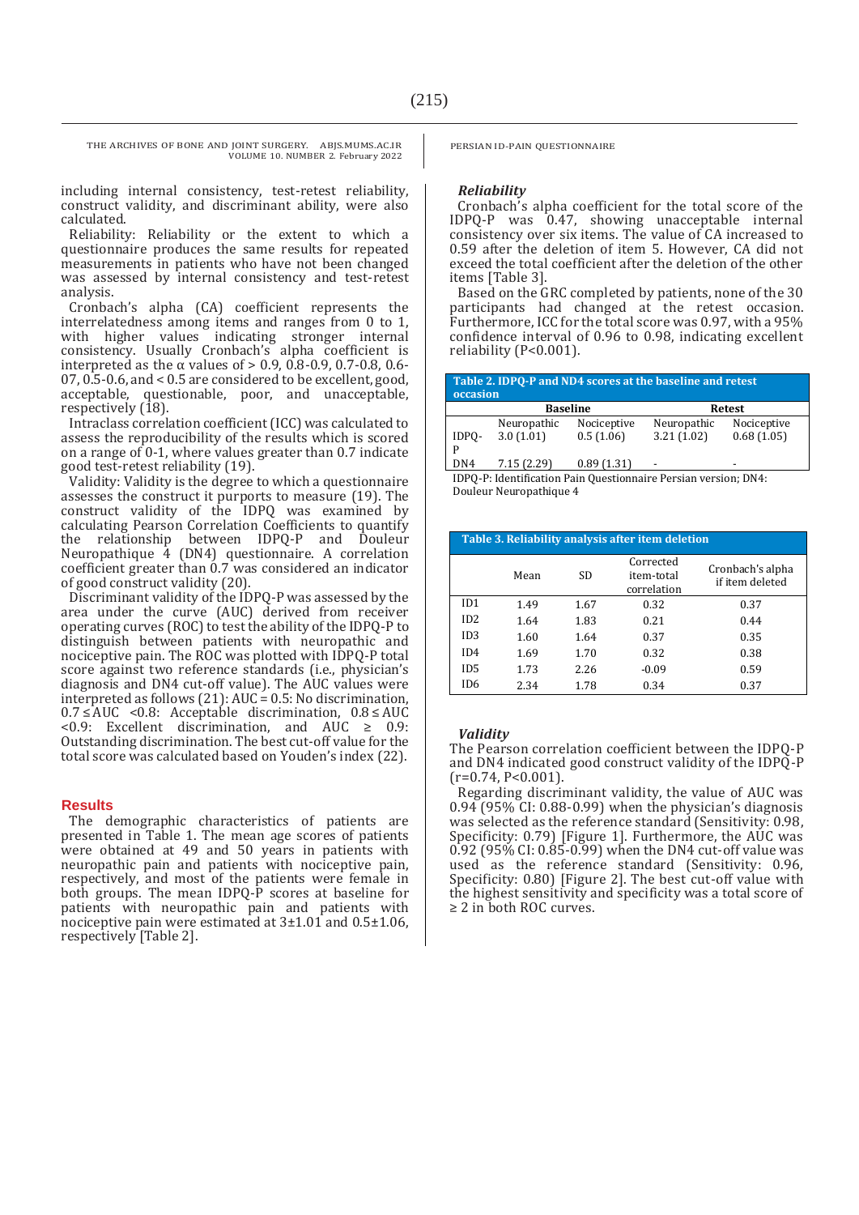including internal consistency, test-retest reliability, construct validity, and discriminant ability, were also calculated.

Reliability: Reliability or the extent to which a questionnaire produces the same results for repeated measurements in patients who have not been changed was assessed by internal consistency and test-retest analysis.

Cronbach's alpha (CA) coefficient represents the interrelatedness among items and ranges from 0 to 1, with higher values indicating stronger internal consistency. Usually Cronbach's alpha coefficient is interpreted as the α values of > 0.9, 0.8-0.9, 0.7-0.8, 0.6-07, 0.5-0.6, and < 0.5 are considered to be excellent, good, acceptable, questionable, poor, and unacceptable, respectively (18).

Intraclass correlation coefficient (ICC) was calculated to assess the reproducibility of the results which is scored on a range of 0-1, where values greater than 0.7 indicate good test-retest reliability (19).

Validity: Validity is the degree to which a questionnaire assesses the construct it purports to measure (19). The construct validity of the IDPQ was examined by calculating Pearson Correlation Coefficients to quantify the relationship between IDPQ-P and Douleur Neuropathique 4 (DN4) questionnaire. A correlation coefficient greater than 0.7 was considered an indicator of good construct validity (20).

Discriminant validity of the IDPQ-P was assessed by the area under the curve (AUC) derived from receiver operating curves (ROC) to test the ability of the IDPQ-P to distinguish between patients with neuropathic and nociceptive pain. The ROC was plotted with IDPQ-P total score against two reference standards (i.e., physician's diagnosis and DN4 cut-off value). The AUC values were interpreted as follows (21): AUC = 0.5: No discrimination, 0.7 ≤ AUC <0.8: Acceptable discrimination, 0.8 ≤ AUC <0.9: Excellent discrimination, and AUC ≥ 0.9: Outstanding discrimination. The best cut-off value for the total score was calculated based on Youden's index (22).

## Results

The demographic characteristics of patients are presented in Table 1. The mean age scores of patients were obtained at 49 and 50 years in patients with neuropathic pain and patients with nociceptive pain, respectively, and most of the patients were female in both groups. The mean IDPQ-P scores at baseline for patients with neuropathic pain and patients with nociceptive pain were estimated at 3±1.01 and 0.5±1.06, respectively [Table 2].

### *Reliability*

Cronbach's alpha coefficient for the total score of the IDPQ-P was 0.47, showing unacceptable internal consistency over six items. The value of CA increased to 0.59 after the deletion of item 5. However, CA did not exceed the total coefficient after the deletion of the other items [Table 3].

Based on the GRC completed by patients, none of the 30 participants had changed at the retest occasion. Furthermore, ICC for the total score was 0.97, with a 95% confidence interval of 0.96 to 0.98, indicating excellent reliability (P<0.001).

**Table 2. IDPQ-P and ND4 scores at the baseline and retest occasion**

| | Baseline | | Retest | |
|---|---|---|---|---|
| | Neuropathic | Nociceptive | Neuropathic | Nociceptive |
| IDPQ-P | 3.0 (1.01) | 0.5 (1.06) | 3.21 (1.02) | 0.68 (1.05) |
| DN4 | 7.15 (2.29) | 0.89 (1.31) | - | - |

IDPQ-P: Identification Pain Questionnaire Persian version; DN4: Douleur Neuropathique 4

**Table 3. Reliability analysis after item deletion**

| | Mean | SD | Corrected item-total correlation | Cronbach's alpha if item deleted |
|---|---|---|---|---|
| ID1 | 1.49 | 1.67 | 0.32 | 0.37 |
| ID2 | 1.64 | 1.83 | 0.21 | 0.44 |
| ID3 | 1.60 | 1.64 | 0.37 | 0.35 |
| ID4 | 1.69 | 1.70 | 0.32 | 0.38 |
| ID5 | 1.73 | 2.26 | -0.09 | 0.59 |
| ID6 | 2.34 | 1.78 | 0.34 | 0.37 |

### *Validity*

The Pearson correlation coefficient between the IDPQ-P and DN4 indicated good construct validity of the IDPQ-P (r=0.74, P<0.001).

Regarding discriminant validity, the value of AUC was 0.94 (95% CI: 0.88-0.99) when the physician's diagnosis was selected as the reference standard (Sensitivity: 0.98, Specificity: 0.79) [Figure 1]. Furthermore, the AUC was 0.92 (95% CI: 0.85-0.99) when the DN4 cut-off value was used as the reference standard (Sensitivity: 0.96, Specificity: 0.80) [Figure 2]. The best cut-off value with the highest sensitivity and specificity was a total score of ≥ 2 in both ROC curves.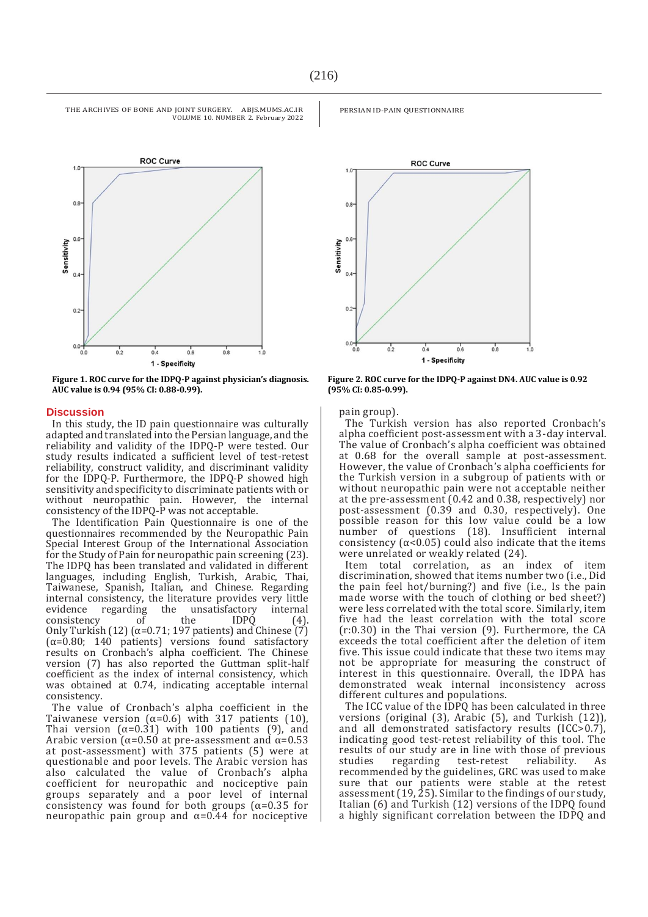Figure 1. ROC curve for the IDPQ-P against physician's diagnosis. AUC value is 0.94 (95% CI: 0.88-0.99).

Figure 2. ROC curve for the IDPQ-P against DN4. AUC value is 0.92 (95% CI: 0.85-0.99).

## Discussion

In this study, the ID pain questionnaire was culturally adapted and translated into the Persian language, and the reliability and validity of the IDPQ-P were tested. Our study results indicated a sufficient level of test-retest reliability, construct validity, and discriminant validity for the IDPQ-P. Furthermore, the IDPQ-P showed high sensitivity and specificity to discriminate patients with or without neuropathic pain. However, the internal consistency of the IDPQ-P was not acceptable.

The Identification Pain Questionnaire is one of the questionnaires recommended by the Neuropathic Pain Special Interest Group of the International Association for the Study of Pain for neuropathic pain screening (23). The IDPQ has been translated and validated in different languages, including English, Turkish, Arabic, Thai, Taiwanese, Spanish, Italian, and Chinese. Regarding internal consistency, the literature provides very little evidence regarding the unsatisfactory internal consistency of the IDPQ (4). Only Turkish (12) ($\alpha$=0.71; 197 patients) and Chinese (7) ($\alpha$=0.80; 140 patients) versions found satisfactory results on Cronbach's alpha coefficient. The Chinese version (7) has also reported the Guttman split-half coefficient as the index of internal consistency, which was obtained at 0.74, indicating acceptable internal consistency.

The value of Cronbach's alpha coefficient in the Taiwanese version ($\alpha$=0.6) with 317 patients (10), Thai version ($\alpha$=0.31) with 100 patients (9), and Arabic version ($\alpha$=0.50 at pre-assessment and $\alpha$=0.53 at post-assessment) with 375 patients (5) were at questionable and poor levels. The Arabic version has also calculated the value of Cronbach's alpha coefficient for neuropathic and nociceptive pain groups separately and a poor level of internal consistency was found for both groups ($\alpha$=0.35 for neuropathic pain group and $\alpha$=0.44 for nociceptive pain group).

The Turkish version has also reported Cronbach's alpha coefficient post-assessment with a 3-day interval. The value of Cronbach's alpha coefficient was obtained at 0.68 for the overall sample at post-assessment. However, the value of Cronbach's alpha coefficients for the Turkish version in a subgroup of patients with or without neuropathic pain were not acceptable neither at the pre-assessment (0.42 and 0.38, respectively) nor post-assessment (0.39 and 0.30, respectively). One possible reason for this low value could be a low number of questions (18). Insufficient internal consistency ($\alpha$<0.05) could also indicate that the items were unrelated or weakly related (24).

Item total correlation, as an index of item discrimination, showed that items number two (i.e., Did the pain feel hot/burning?) and five (i.e., Is the pain made worse with the touch of clothing or bed sheet?) were less correlated with the total score. Similarly, item five had the least correlation with the total score (r:0.30) in the Thai version (9). Furthermore, the CA exceeds the total coefficient after the deletion of item five. This issue could indicate that these two items may not be appropriate for measuring the construct of interest in this questionnaire. Overall, the IDPA has demonstrated weak internal inconsistency across different cultures and populations.

The ICC value of the IDPQ has been calculated in three versions (original (3), Arabic (5), and Turkish (12)), and all demonstrated satisfactory results (ICC>0.7), indicating good test-retest reliability of this tool. The results of our study are in line with those of previous studies regarding test-retest reliability. As recommended by the guidelines, GRC was used to make sure that our patients were stable at the retest assessment (19, 25). Similar to the findings of our study, Italian (6) and Turkish (12) versions of the IDPQ found a highly significant correlation between the IDPQ and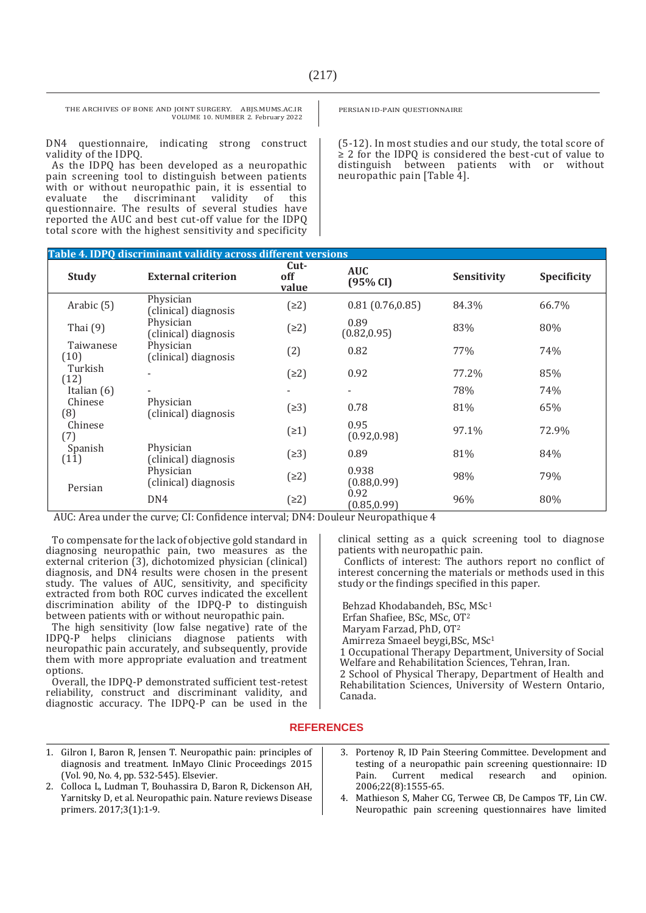DN4 questionnaire, indicating strong construct validity of the IDPQ.

As the IDPQ has been developed as a neuropathic pain screening tool to distinguish between patients with or without neuropathic pain, it is essential to evaluate the discriminant validity of this questionnaire. The results of several studies have reported the AUC and best cut-off value for the IDPQ total score with the highest sensitivity and specificity (5-12). In most studies and our study, the total score of ≥ 2 for the IDPQ is considered the best-cut of value to distinguish between patients with or without neuropathic pain [Table 4].

**Table 4. IDPQ discriminant validity across different versions**

| Study | External criterion | Cut-off value | AUC (95% CI) | Sensitivity | Specificity |
|---|---|---|---|---|---|
| Arabic (5) | Physician (clinical) diagnosis | (≥2) | 0.81 (0.76,0.85) | 84.3% | 66.7% |
| Thai (9) | Physician (clinical) diagnosis | (≥2) | 0.89 (0.82,0.95) | 83% | 80% |
| Taiwanese (10) | Physician (clinical) diagnosis | (2) | 0.82 | 77% | 74% |
| Turkish (12) | - | (≥2) | 0.92 | 77.2% | 85% |
| Italian (6) | - | - | - | 78% | 74% |
| Chinese (8) | Physician (clinical) diagnosis | (≥3) | 0.78 | 81% | 65% |
| Chinese (7) | | (≥1) | 0.95 (0.92,0.98) | 97.1% | 72.9% |
| Spanish (11) | Physician (clinical) diagnosis | (≥3) | 0.89 | 81% | 84% |
| Persian | Physician (clinical) diagnosis | (≥2) | 0.938 (0.88,0.99) | 98% | 79% |
| | DN4 | (≥2) | 0.92 (0.85,0.99) | 96% | 80% |

AUC: Area under the curve; CI: Confidence interval; DN4: Douleur Neuropathique 4

To compensate for the lack of objective gold standard in diagnosing neuropathic pain, two measures as the external criterion (3), dichotomized physician (clinical) diagnosis, and DN4 results were chosen in the present study. The values of AUC, sensitivity, and specificity extracted from both ROC curves indicated the excellent discrimination ability of the IDPQ-P to distinguish between patients with or without neuropathic pain.

The high sensitivity (low false negative) rate of the IDPQ-P helps clinicians diagnose patients with neuropathic pain accurately, and subsequently, provide them with more appropriate evaluation and treatment options.

Overall, the IDPQ-P demonstrated sufficient test-retest reliability, construct and discriminant validity, and diagnostic accuracy. The IDPQ-P can be used in the clinical setting as a quick screening tool to diagnose patients with neuropathic pain.

Conflicts of interest: The authors report no conflict of interest concerning the materials or methods used in this study or the findings specified in this paper.

Behzad Khodabandeh, BSc, MSc[1]
Erfan Shafiee, BSc, MSc, OT[2]
Maryam Farzad, PhD, OT[2]
Amirreza Smaeel beygi,BSc, MSc[1]
1 Occupational Therapy Department, University of Social Welfare and Rehabilitation Sciences, Tehran, Iran.
2 School of Physical Therapy, Department of Health and Rehabilitation Sciences, University of Western Ontario, Canada.

## REFERENCES

1. Gilron I, Baron R, Jensen T. Neuropathic pain: principles of diagnosis and treatment. InMayo Clinic Proceedings 2015 (Vol. 90, No. 4, pp. 532-545). Elsevier.
2. Colloca L, Ludman T, Bouhassira D, Baron R, Dickenson AH, Yarnitsky D, et al. Neuropathic pain. Nature reviews Disease primers. 2017;3(1):1-9.
3. Portenoy R, ID Pain Steering Committee. Development and testing of a neuropathic pain screening questionnaire: ID Pain. Current medical research and opinion. 2006;22(8):1555-65.
4. Mathieson S, Maher CG, Terwee CB, De Campos TF, Lin CW. Neuropathic pain screening questionnaires have limited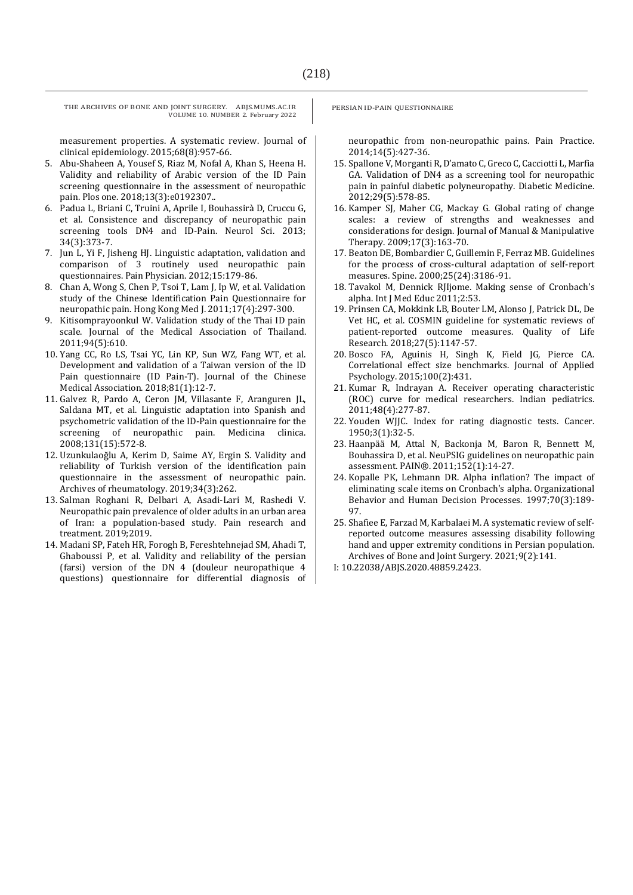measurement properties. A systematic review. Journal of clinical epidemiology. 2015;68(8):957-66.

5. Abu-Shaheen A, Yousef S, Riaz M, Nofal A, Khan S, Heena H. Validity and reliability of Arabic version of the ID Pain screening questionnaire in the assessment of neuropathic pain. Plos one. 2018;13(3):e0192307..
6. Padua L, Briani C, Truini A, Aprile I, Bouhassirà D, Cruccu G, et al. Consistence and discrepancy of neuropathic pain screening tools DN4 and ID-Pain. Neurol Sci. 2013; 34(3):373-7.
7. Jun L, Yi F, Jisheng HJ. Linguistic adaptation, validation and comparison of 3 routinely used neuropathic pain questionnaires. Pain Physician. 2012;15:179-86.
8. Chan A, Wong S, Chen P, Tsoi T, Lam J, Ip W, et al. Validation study of the Chinese Identification Pain Questionnaire for neuropathic pain. Hong Kong Med J. 2011;17(4):297-300.
9. Kitisomprayoonkul W. Validation study of the Thai ID pain scale. Journal of the Medical Association of Thailand. 2011;94(5):610.
10. Yang CC, Ro LS, Tsai YC, Lin KP, Sun WZ, Fang WT, et al. Development and validation of a Taiwan version of the ID Pain questionnaire (ID Pain-T). Journal of the Chinese Medical Association. 2018;81(1):12-7.
11. Galvez R, Pardo A, Ceron JM, Villasante F, Aranguren JL, Saldana MT, et al. Linguistic adaptation into Spanish and psychometric validation of the ID-Pain questionnaire for the screening of neuropathic pain. Medicina clinica. 2008;131(15):572-8.
12. Uzunkulaoğlu A, Kerim D, Saime AY, Ergin S. Validity and reliability of Turkish version of the identification pain questionnaire in the assessment of neuropathic pain. Archives of rheumatology. 2019;34(3):262.
13. Salman Roghani R, Delbari A, Asadi-Lari M, Rashedi V. Neuropathic pain prevalence of older adults in an urban area of Iran: a population-based study. Pain research and treatment. 2019;2019.
14. Madani SP, Fateh HR, Forogh B, Fereshtehnejad SM, Ahadi T, Ghaboussi P, et al. Validity and reliability of the persian (farsi) version of the DN 4 (douleur neuropathique 4 questions) questionnaire for differential diagnosis of neuropathic from non-neuropathic pains. Pain Practice. 2014;14(5):427-36.
15. Spallone V, Morganti R, D'amato C, Greco C, Cacciotti L, Marfia GA. Validation of DN4 as a screening tool for neuropathic pain in painful diabetic polyneuropathy. Diabetic Medicine. 2012;29(5):578-85.
16. Kamper SJ, Maher CG, Mackay G. Global rating of change scales: a review of strengths and weaknesses and considerations for design. Journal of Manual & Manipulative Therapy. 2009;17(3):163-70.
17. Beaton DE, Bombardier C, Guillemin F, Ferraz MB. Guidelines for the process of cross-cultural adaptation of self-report measures. Spine. 2000;25(24):3186-91.
18. Tavakol M, Dennick RJIjome. Making sense of Cronbach's alpha. Int J Med Educ 2011;2:53.
19. Prinsen CA, Mokkink LB, Bouter LM, Alonso J, Patrick DL, De Vet HC, et al. COSMIN guideline for systematic reviews of patient-reported outcome measures. Quality of Life Research. 2018;27(5):1147-57.
20. Bosco FA, Aguinis H, Singh K, Field JG, Pierce CA. Correlational effect size benchmarks. Journal of Applied Psychology. 2015;100(2):431.
21. Kumar R, Indrayan A. Receiver operating characteristic (ROC) curve for medical researchers. Indian pediatrics. 2011;48(4):277-87.
22. Youden WJJC. Index for rating diagnostic tests. Cancer. 1950;3(1):32-5.
23. Haanpää M, Attal N, Backonja M, Baron R, Bennett M, Bouhassira D, et al. NeuPSIG guidelines on neuropathic pain assessment. PAIN®. 2011;152(1):14-27.
24. Kopalle PK, Lehmann DR. Alpha inflation? The impact of eliminating scale items on Cronbach's alpha. Organizational Behavior and Human Decision Processes. 1997;70(3):189-97.
25. Shafiee E, Farzad M, Karbalaei M. A systematic review of self-reported outcome measures assessing disability following hand and upper extremity conditions in Persian population. Archives of Bone and Joint Surgery. 2021;9(2):141.

I: 10.22038/ABJS.2020.48859.2423.